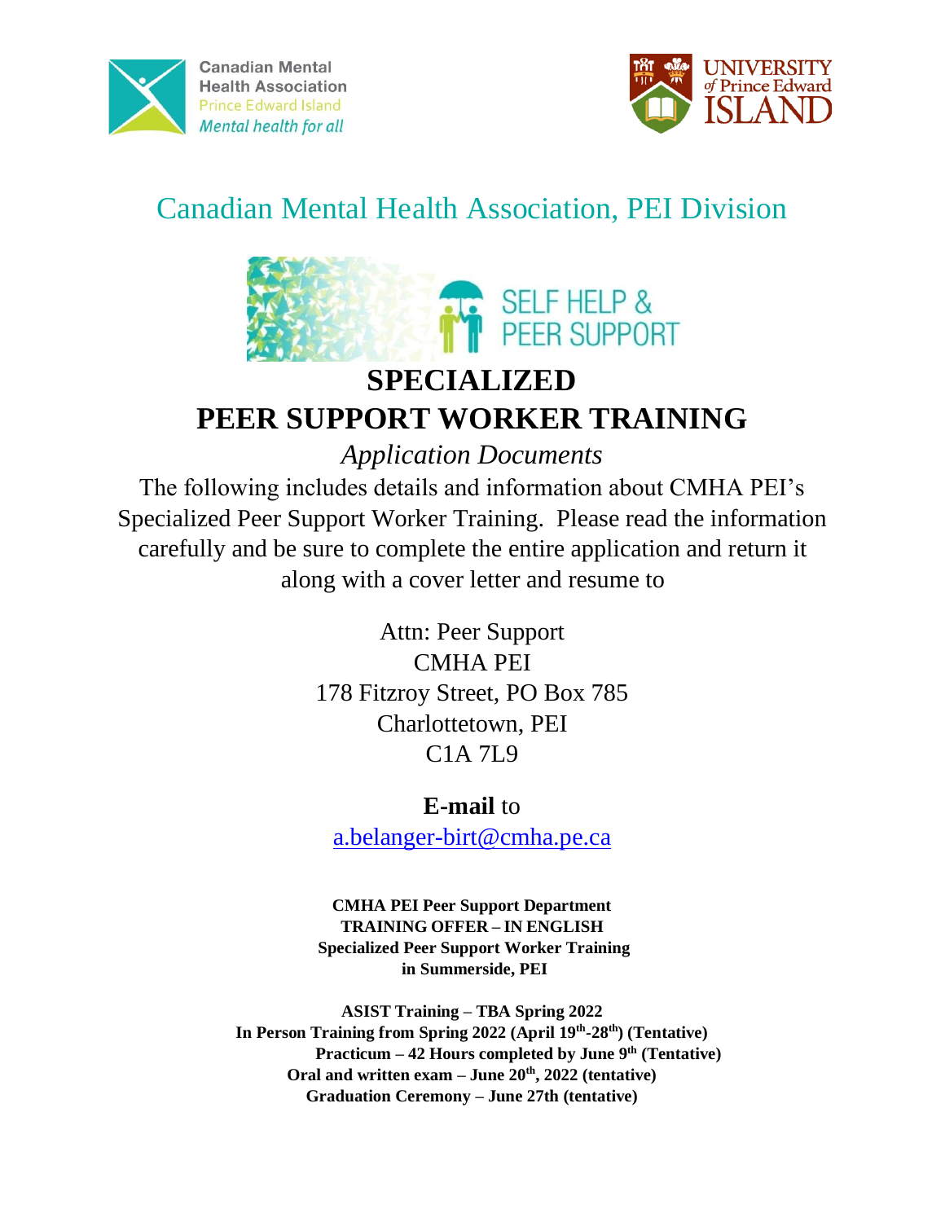Canadian Mental Health Association
Prince Edward Island
*Mental health for all*

UNIVERSITY of Prince Edward ISLAND

## Canadian Mental Health Association, PEI Division

SELF HELP & PEER SUPPORT

# SPECIALIZED PEER SUPPORT WORKER TRAINING

*Application Documents*

The following includes details and information about CMHA PEI's Specialized Peer Support Worker Training. Please read the information carefully and be sure to complete the entire application and return it along with a cover letter and resume to

Attn: Peer Support
CMHA PEI
178 Fitzroy Street, PO Box 785
Charlottetown, PEI
C1A 7L9

**E-mail** to

a.belanger-birt@cmha.pe.ca

**CMHA PEI Peer Support Department**
**TRAINING OFFER – IN ENGLISH**
**Specialized Peer Support Worker Training**
**in Summerside, PEI**

**ASIST Training – TBA Spring 2022**
**In Person Training from Spring 2022 (April 19th-28th) (Tentative)**
**Practicum – 42 Hours completed by June 9th (Tentative)**
**Oral and written exam – June 20th, 2022 (tentative)**
**Graduation Ceremony – June 27th (tentative)**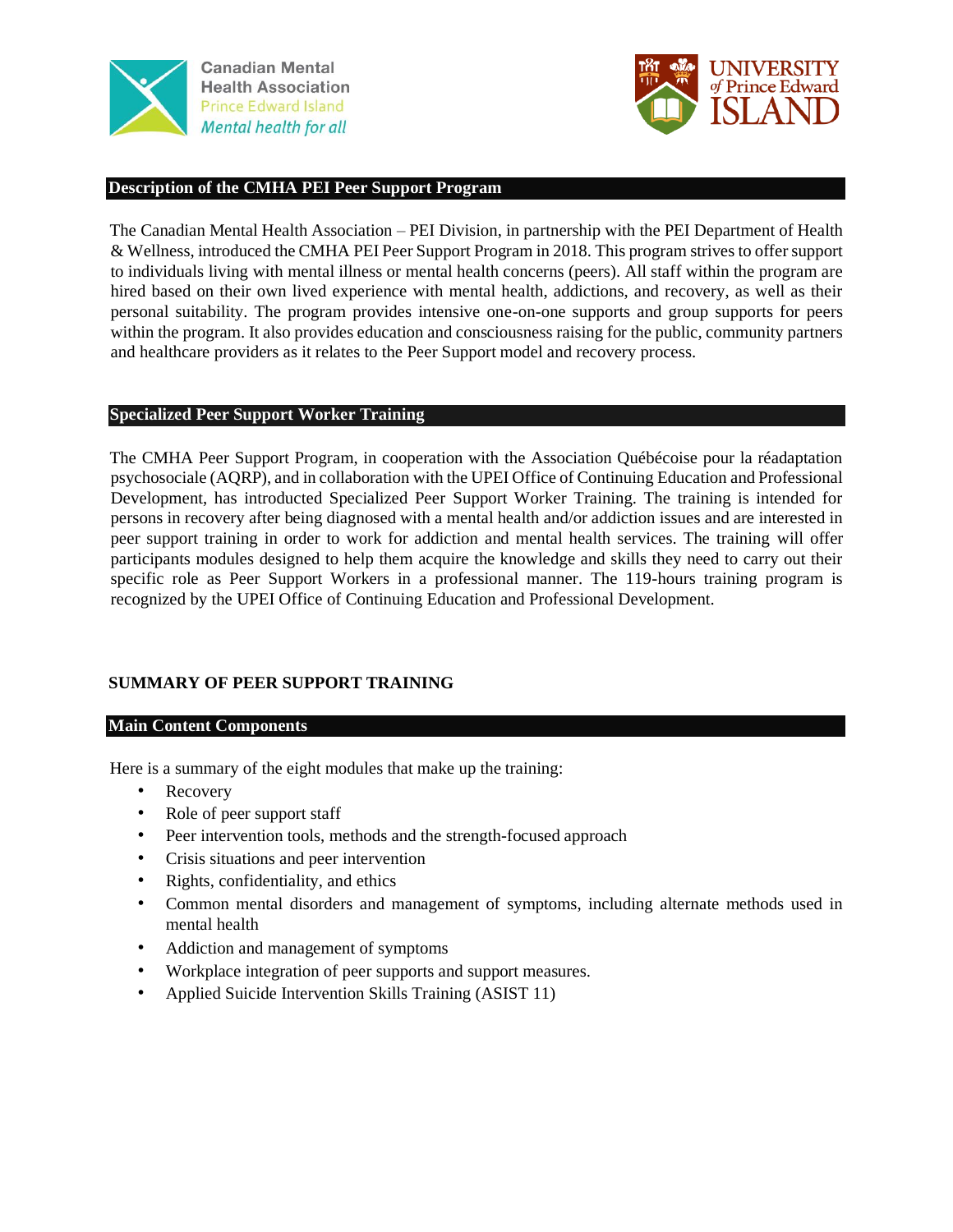## Description of the CMHA PEI Peer Support Program

The Canadian Mental Health Association – PEI Division, in partnership with the PEI Department of Health & Wellness, introduced the CMHA PEI Peer Support Program in 2018. This program strives to offer support to individuals living with mental illness or mental health concerns (peers). All staff within the program are hired based on their own lived experience with mental health, addictions, and recovery, as well as their personal suitability. The program provides intensive one-on-one supports and group supports for peers within the program. It also provides education and consciousness raising for the public, community partners and healthcare providers as it relates to the Peer Support model and recovery process.

## Specialized Peer Support Worker Training

The CMHA Peer Support Program, in cooperation with the Association Québécoise pour la réadaptation psychosociale (AQRP), and in collaboration with the UPEI Office of Continuing Education and Professional Development, has introducted Specialized Peer Support Worker Training. The training is intended for persons in recovery after being diagnosed with a mental health and/or addiction issues and are interested in peer support training in order to work for addiction and mental health services. The training will offer participants modules designed to help them acquire the knowledge and skills they need to carry out their specific role as Peer Support Workers in a professional manner. The 119-hours training program is recognized by the UPEI Office of Continuing Education and Professional Development.

# SUMMARY OF PEER SUPPORT TRAINING

## Main Content Components

Here is a summary of the eight modules that make up the training:

- Recovery
- Role of peer support staff
- Peer intervention tools, methods and the strength-focused approach
- Crisis situations and peer intervention
- Rights, confidentiality, and ethics
- Common mental disorders and management of symptoms, including alternate methods used in mental health
- Addiction and management of symptoms
- Workplace integration of peer supports and support measures.
- Applied Suicide Intervention Skills Training (ASIST 11)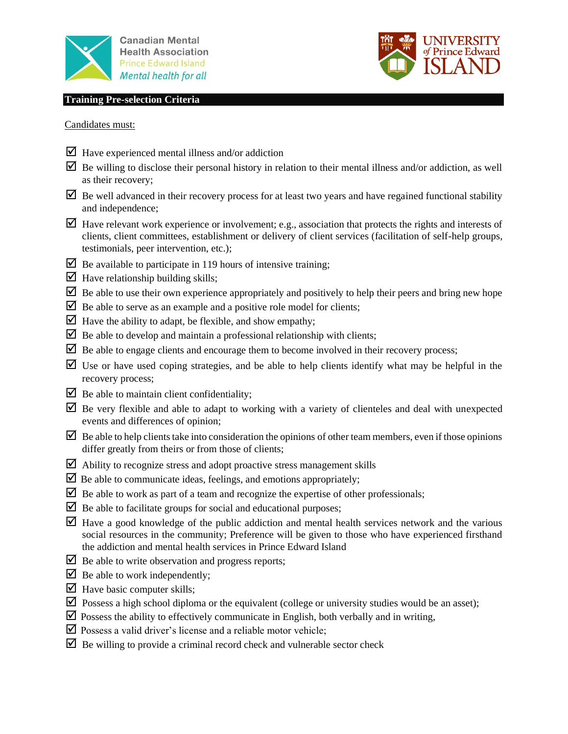## Training Pre-selection Criteria

Candidates must:

- ☑ Have experienced mental illness and/or addiction
- ☑ Be willing to disclose their personal history in relation to their mental illness and/or addiction, as well as their recovery;
- ☑ Be well advanced in their recovery process for at least two years and have regained functional stability and independence;
- ☑ Have relevant work experience or involvement; e.g., association that protects the rights and interests of clients, client committees, establishment or delivery of client services (facilitation of self-help groups, testimonials, peer intervention, etc.);
- ☑ Be available to participate in 119 hours of intensive training;
- ☑ Have relationship building skills;
- ☑ Be able to use their own experience appropriately and positively to help their peers and bring new hope
- ☑ Be able to serve as an example and a positive role model for clients;
- ☑ Have the ability to adapt, be flexible, and show empathy;
- ☑ Be able to develop and maintain a professional relationship with clients;
- ☑ Be able to engage clients and encourage them to become involved in their recovery process;
- ☑ Use or have used coping strategies, and be able to help clients identify what may be helpful in the recovery process;
- ☑ Be able to maintain client confidentiality;
- ☑ Be very flexible and able to adapt to working with a variety of clienteles and deal with unexpected events and differences of opinion;
- ☑ Be able to help clients take into consideration the opinions of other team members, even if those opinions differ greatly from theirs or from those of clients;
- ☑ Ability to recognize stress and adopt proactive stress management skills
- ☑ Be able to communicate ideas, feelings, and emotions appropriately;
- ☑ Be able to work as part of a team and recognize the expertise of other professionals;
- ☑ Be able to facilitate groups for social and educational purposes;
- ☑ Have a good knowledge of the public addiction and mental health services network and the various social resources in the community; Preference will be given to those who have experienced firsthand the addiction and mental health services in Prince Edward Island
- ☑ Be able to write observation and progress reports;
- ☑ Be able to work independently;
- ☑ Have basic computer skills;
- ☑ Possess a high school diploma or the equivalent (college or university studies would be an asset);
- ☑ Possess the ability to effectively communicate in English, both verbally and in writing,
- ☑ Possess a valid driver's license and a reliable motor vehicle;
- ☑ Be willing to provide a criminal record check and vulnerable sector check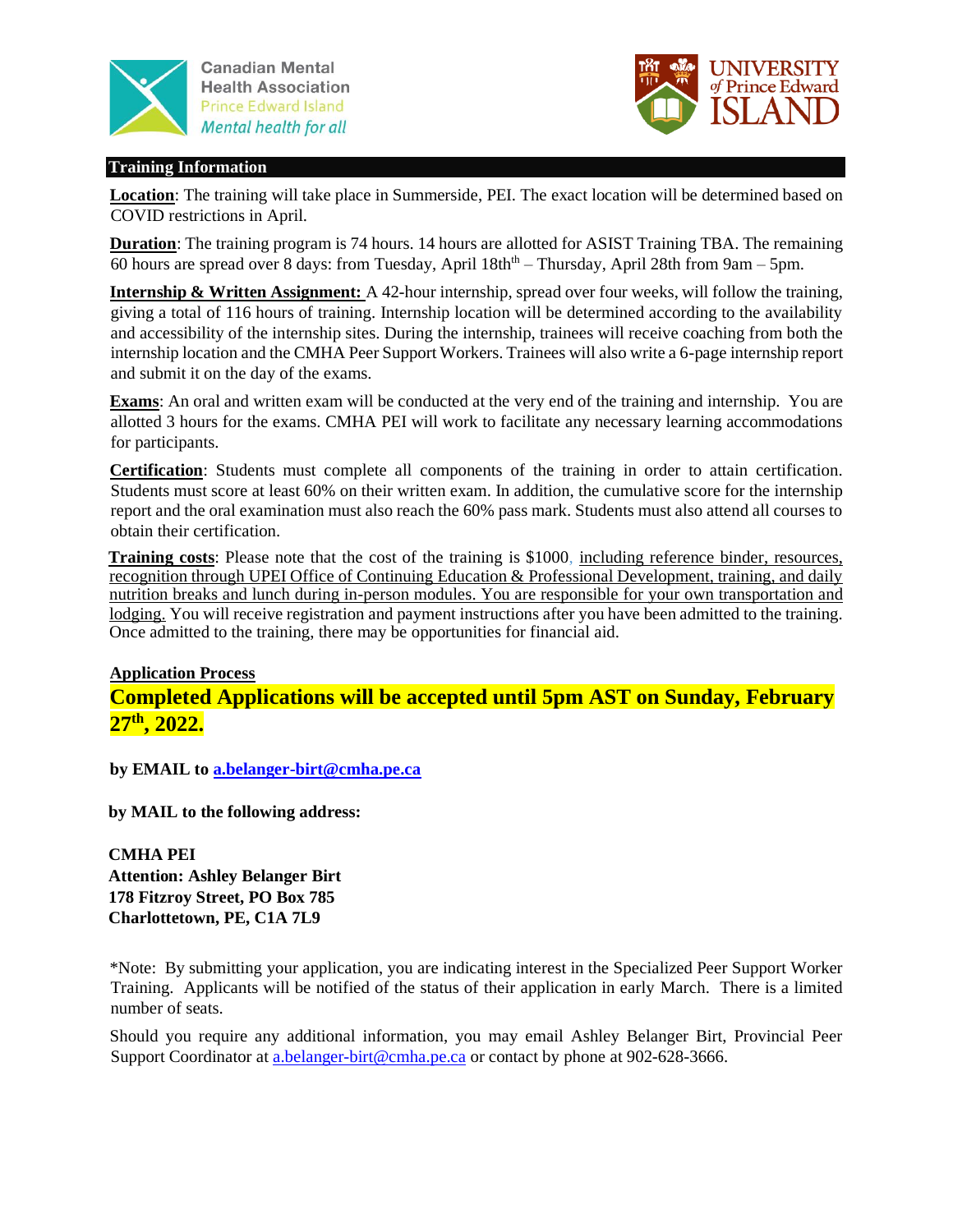Canadian Mental Health Association
Prince Edward Island
*Mental health for all*

UNIVERSITY *of* Prince Edward ISLAND

## Training Information

**Location**: The training will take place in Summerside, PEI. The exact location will be determined based on COVID restrictions in April.

**Duration**: The training program is 74 hours. 14 hours are allotted for ASIST Training TBA. The remaining 60 hours are spread over 8 days: from Tuesday, April 18th[th] – Thursday, April 28th from 9am – 5pm.

**Internship & Written Assignment:** A 42-hour internship, spread over four weeks, will follow the training, giving a total of 116 hours of training. Internship location will be determined according to the availability and accessibility of the internship sites. During the internship, trainees will receive coaching from both the internship location and the CMHA Peer Support Workers. Trainees will also write a 6-page internship report and submit it on the day of the exams.

**Exams**: An oral and written exam will be conducted at the very end of the training and internship. You are allotted 3 hours for the exams. CMHA PEI will work to facilitate any necessary learning accommodations for participants.

**Certification**: Students must complete all components of the training in order to attain certification. Students must score at least 60% on their written exam. In addition, the cumulative score for the internship report and the oral examination must also reach the 60% pass mark. Students must also attend all courses to obtain their certification.

**Training costs**: Please note that the cost of the training is $1000, including reference binder, resources, recognition through UPEI Office of Continuing Education & Professional Development, training, and daily nutrition breaks and lunch during in-person modules. You are responsible for your own transportation and lodging. You will receive registration and payment instructions after you have been admitted to the training. Once admitted to the training, there may be opportunities for financial aid.

**Application Process**

**Completed Applications will be accepted until 5pm AST on Sunday, February 27th, 2022.**

**by EMAIL to a.belanger-birt@cmha.pe.ca**

**by MAIL to the following address:**

**CMHA PEI**
**Attention: Ashley Belanger Birt**
**178 Fitzroy Street, PO Box 785**
**Charlottetown, PE, C1A 7L9**

*Note: By submitting your application, you are indicating interest in the Specialized Peer Support Worker Training. Applicants will be notified of the status of their application in early March. There is a limited number of seats.

Should you require any additional information, you may email Ashley Belanger Birt, Provincial Peer Support Coordinator at a.belanger-birt@cmha.pe.ca or contact by phone at 902-628-3666.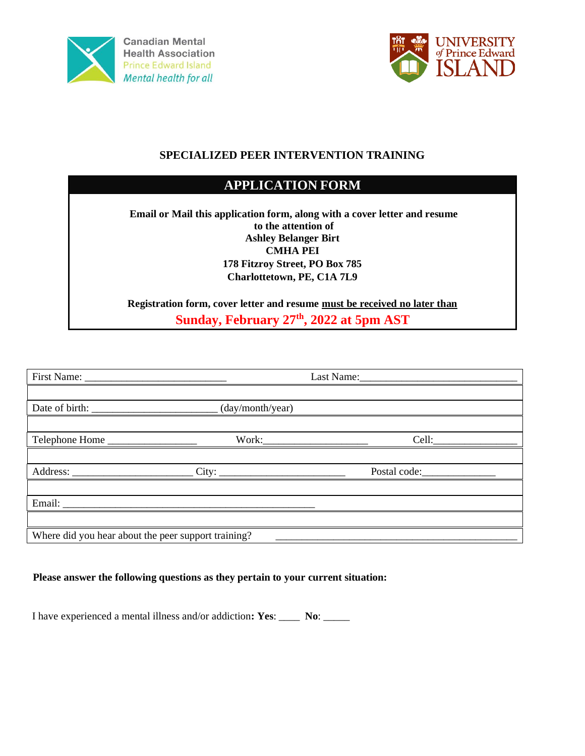Canadian Mental Health Association
Prince Edward Island
*Mental health for all*

UNIVERSITY of Prince Edward ISLAND

## SPECIALIZED PEER INTERVENTION TRAINING

## APPLICATION FORM

**Email or Mail this application form, along with a cover letter and resume to the attention of**
**Ashley Belanger Birt**
**CMHA PEI**
**178 Fitzroy Street, PO Box 785**
**Charlottetown, PE, C1A 7L9**

**Registration form, cover letter and resume must be received no later than**
**Sunday, February 27th, 2022 at 5pm AST**

| | | |
|---|---|---|
| First Name: ___________________________ | | Last Name:______________________________ |
| | | |
| Date of birth: _______________________ (day/month/year) | | |
| | | |
| Telephone Home ________________ | Work:____________________ | Cell:_______________ |
| | | |
| Address: ______________________ | City: _______________________ | Postal code:_____________ |
| | | |
| Email: ________________________________________________ | | |
| | | |
| Where did you hear about the peer support training? | _______________________________________________ | |

**Please answer the following questions as they pertain to your current situation:**

I have experienced a mental illness and/or addiction**: Yes**: ____ **No**: _____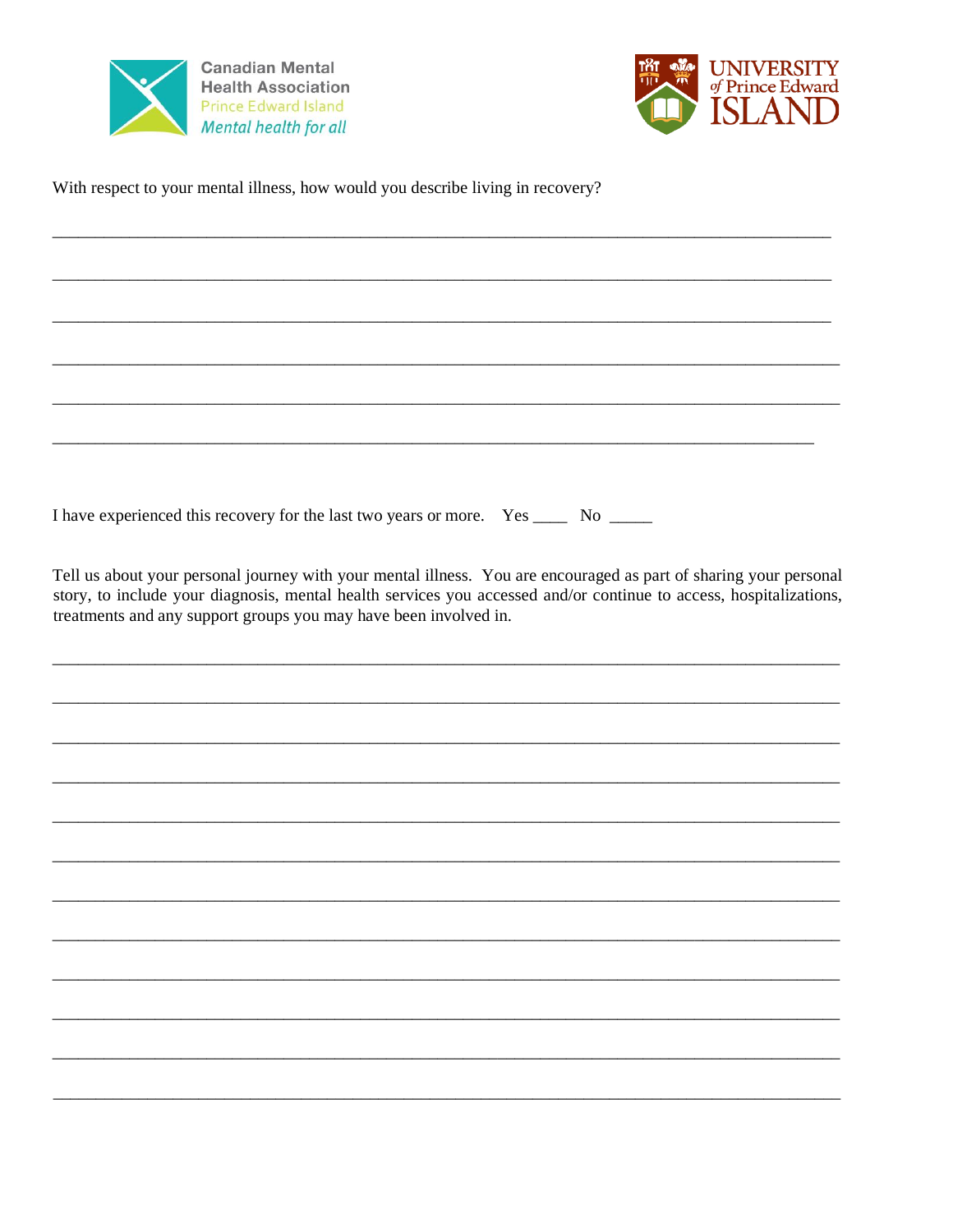Canadian Mental Health Association
Prince Edward Island
*Mental health for all*

UNIVERSITY *of* Prince Edward ISLAND

With respect to your mental illness, how would you describe living in recovery?

_______________________________________________________________________________

_______________________________________________________________________________

_______________________________________________________________________________

_______________________________________________________________________________

_______________________________________________________________________________

_______________________________________________________________________________

I have experienced this recovery for the last two years or more. Yes ____ No _____

Tell us about your personal journey with your mental illness. You are encouraged as part of sharing your personal story, to include your diagnosis, mental health services you accessed and/or continue to access, hospitalizations, treatments and any support groups you may have been involved in.

_______________________________________________________________________________

_______________________________________________________________________________

_______________________________________________________________________________

_______________________________________________________________________________

_______________________________________________________________________________

_______________________________________________________________________________

_______________________________________________________________________________

_______________________________________________________________________________

_______________________________________________________________________________

_______________________________________________________________________________

_______________________________________________________________________________

_______________________________________________________________________________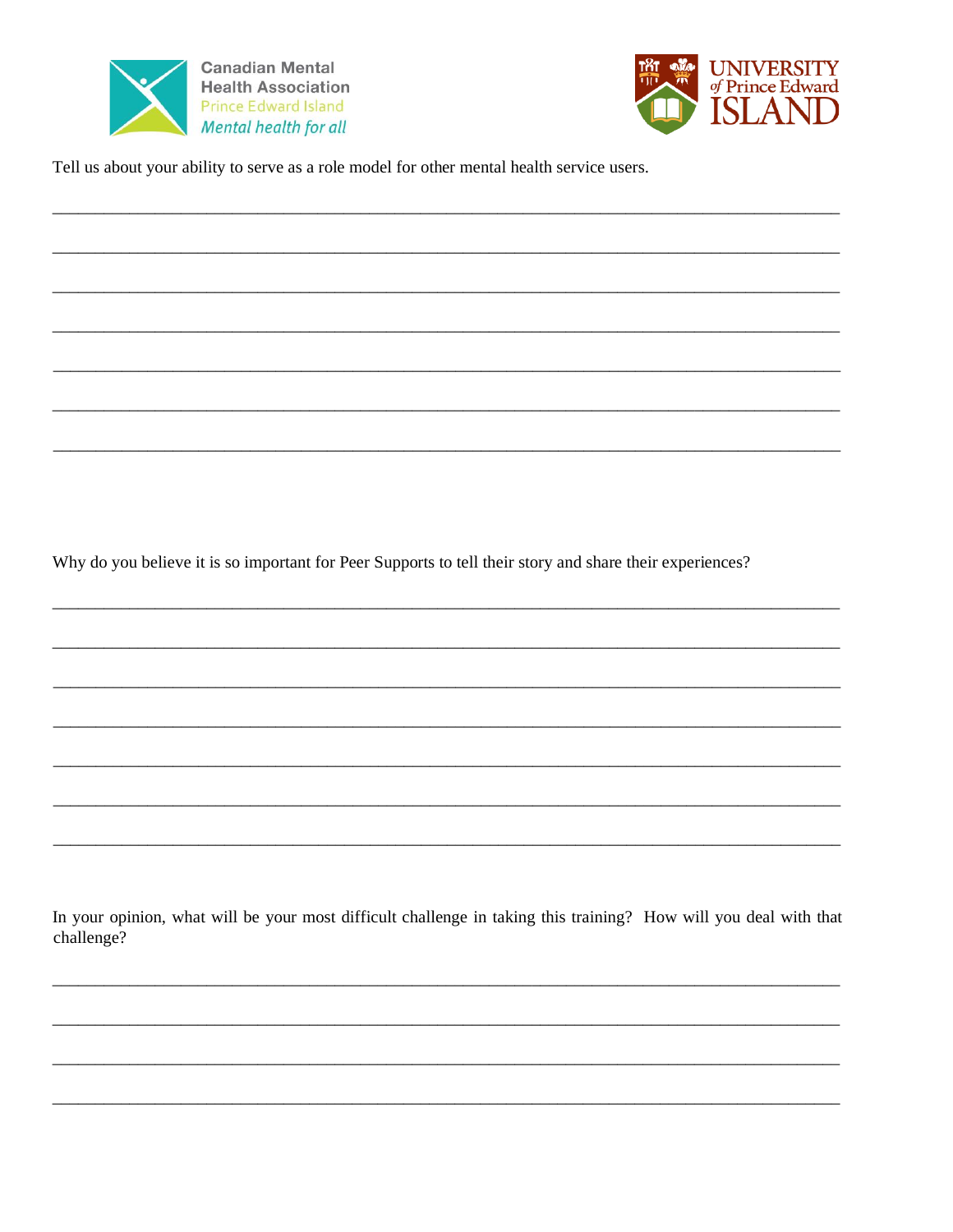Tell us about your ability to serve as a role model for other mental health service users.

______________________________________________________________________________

______________________________________________________________________________

______________________________________________________________________________

______________________________________________________________________________

______________________________________________________________________________

______________________________________________________________________________

______________________________________________________________________________

Why do you believe it is so important for Peer Supports to tell their story and share their experiences?

______________________________________________________________________________

______________________________________________________________________________

______________________________________________________________________________

______________________________________________________________________________

______________________________________________________________________________

______________________________________________________________________________

______________________________________________________________________________

In your opinion, what will be your most difficult challenge in taking this training? How will you deal with that challenge?

______________________________________________________________________________

______________________________________________________________________________

______________________________________________________________________________

______________________________________________________________________________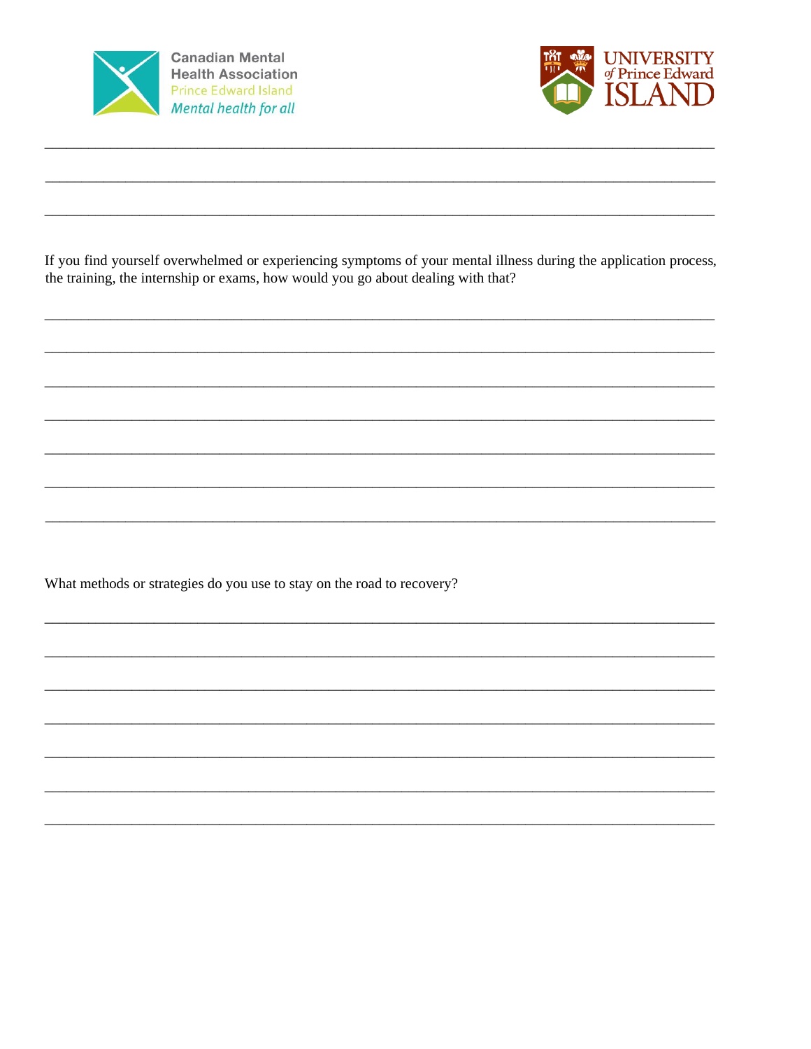Canadian Mental Health Association
Prince Edward Island
*Mental health for all*

UNIVERSITY *of* Prince Edward ISLAND

___________________________________________________________________________

___________________________________________________________________________

___________________________________________________________________________

If you find yourself overwhelmed or experiencing symptoms of your mental illness during the application process, the training, the internship or exams, how would you go about dealing with that?

___________________________________________________________________________

___________________________________________________________________________

___________________________________________________________________________

___________________________________________________________________________

___________________________________________________________________________

___________________________________________________________________________

___________________________________________________________________________

What methods or strategies do you use to stay on the road to recovery?

___________________________________________________________________________

___________________________________________________________________________

___________________________________________________________________________

___________________________________________________________________________

___________________________________________________________________________

___________________________________________________________________________

___________________________________________________________________________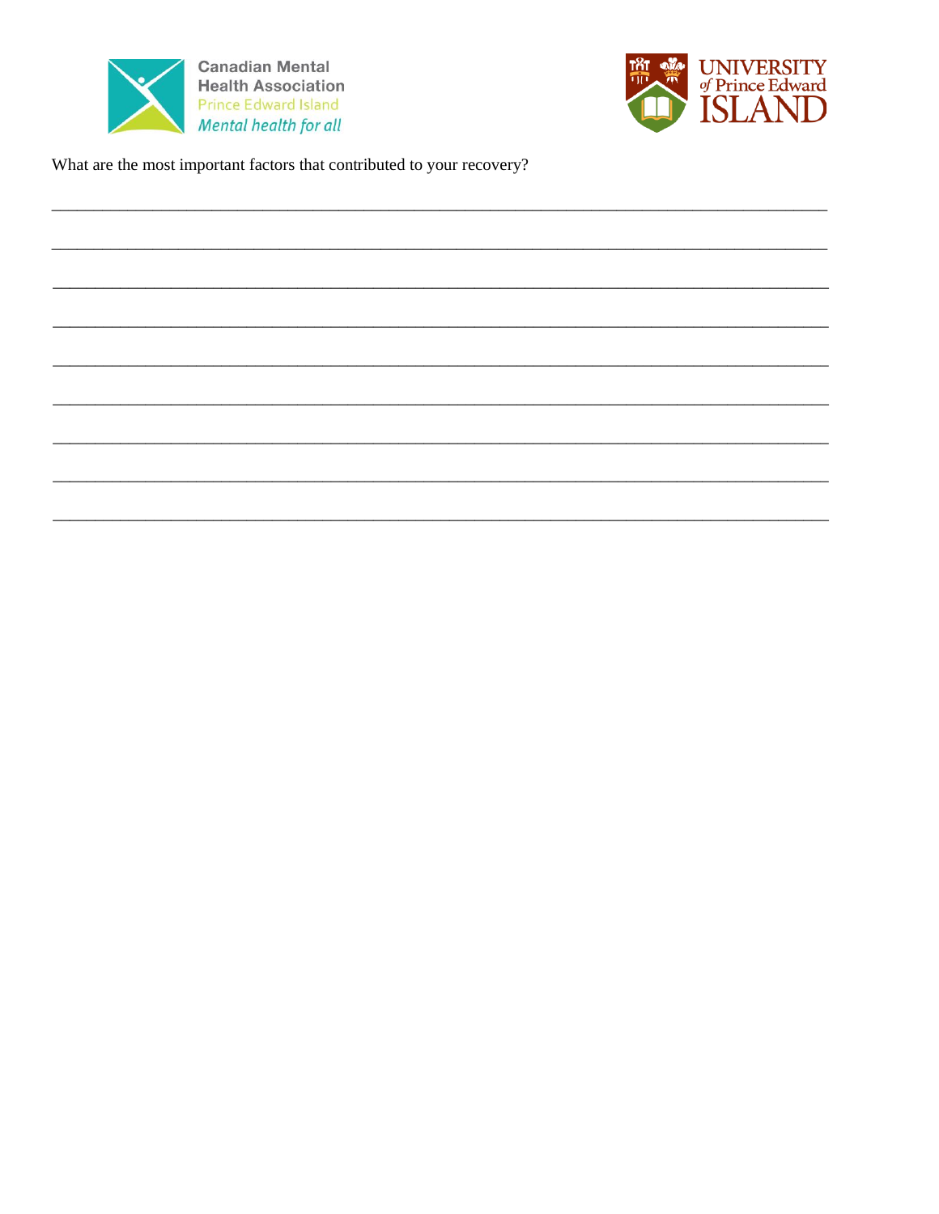Canadian Mental Health Association
Prince Edward Island
*Mental health for all*

UNIVERSITY *of* Prince Edward ISLAND

What are the most important factors that contributed to your recovery?

\_\_\_\_\_\_\_\_\_\_\_\_\_\_\_\_\_\_\_\_\_\_\_\_\_\_\_\_\_\_\_\_\_\_\_\_\_\_\_\_\_\_\_\_\_\_\_\_\_\_\_\_\_\_\_\_\_\_\_\_\_\_\_\_\_\_\_\_\_\_\_\_\_\_\_\_\_\_

\_\_\_\_\_\_\_\_\_\_\_\_\_\_\_\_\_\_\_\_\_\_\_\_\_\_\_\_\_\_\_\_\_\_\_\_\_\_\_\_\_\_\_\_\_\_\_\_\_\_\_\_\_\_\_\_\_\_\_\_\_\_\_\_\_\_\_\_\_\_\_\_\_\_\_\_\_\_

\_\_\_\_\_\_\_\_\_\_\_\_\_\_\_\_\_\_\_\_\_\_\_\_\_\_\_\_\_\_\_\_\_\_\_\_\_\_\_\_\_\_\_\_\_\_\_\_\_\_\_\_\_\_\_\_\_\_\_\_\_\_\_\_\_\_\_\_\_\_\_\_\_\_\_\_\_\_

\_\_\_\_\_\_\_\_\_\_\_\_\_\_\_\_\_\_\_\_\_\_\_\_\_\_\_\_\_\_\_\_\_\_\_\_\_\_\_\_\_\_\_\_\_\_\_\_\_\_\_\_\_\_\_\_\_\_\_\_\_\_\_\_\_\_\_\_\_\_\_\_\_\_\_\_\_\_

\_\_\_\_\_\_\_\_\_\_\_\_\_\_\_\_\_\_\_\_\_\_\_\_\_\_\_\_\_\_\_\_\_\_\_\_\_\_\_\_\_\_\_\_\_\_\_\_\_\_\_\_\_\_\_\_\_\_\_\_\_\_\_\_\_\_\_\_\_\_\_\_\_\_\_\_\_\_

\_\_\_\_\_\_\_\_\_\_\_\_\_\_\_\_\_\_\_\_\_\_\_\_\_\_\_\_\_\_\_\_\_\_\_\_\_\_\_\_\_\_\_\_\_\_\_\_\_\_\_\_\_\_\_\_\_\_\_\_\_\_\_\_\_\_\_\_\_\_\_\_\_\_\_\_\_\_

\_\_\_\_\_\_\_\_\_\_\_\_\_\_\_\_\_\_\_\_\_\_\_\_\_\_\_\_\_\_\_\_\_\_\_\_\_\_\_\_\_\_\_\_\_\_\_\_\_\_\_\_\_\_\_\_\_\_\_\_\_\_\_\_\_\_\_\_\_\_\_\_\_\_\_\_\_\_

\_\_\_\_\_\_\_\_\_\_\_\_\_\_\_\_\_\_\_\_\_\_\_\_\_\_\_\_\_\_\_\_\_\_\_\_\_\_\_\_\_\_\_\_\_\_\_\_\_\_\_\_\_\_\_\_\_\_\_\_\_\_\_\_\_\_\_\_\_\_\_\_\_\_\_\_\_\_

\_\_\_\_\_\_\_\_\_\_\_\_\_\_\_\_\_\_\_\_\_\_\_\_\_\_\_\_\_\_\_\_\_\_\_\_\_\_\_\_\_\_\_\_\_\_\_\_\_\_\_\_\_\_\_\_\_\_\_\_\_\_\_\_\_\_\_\_\_\_\_\_\_\_\_\_\_\_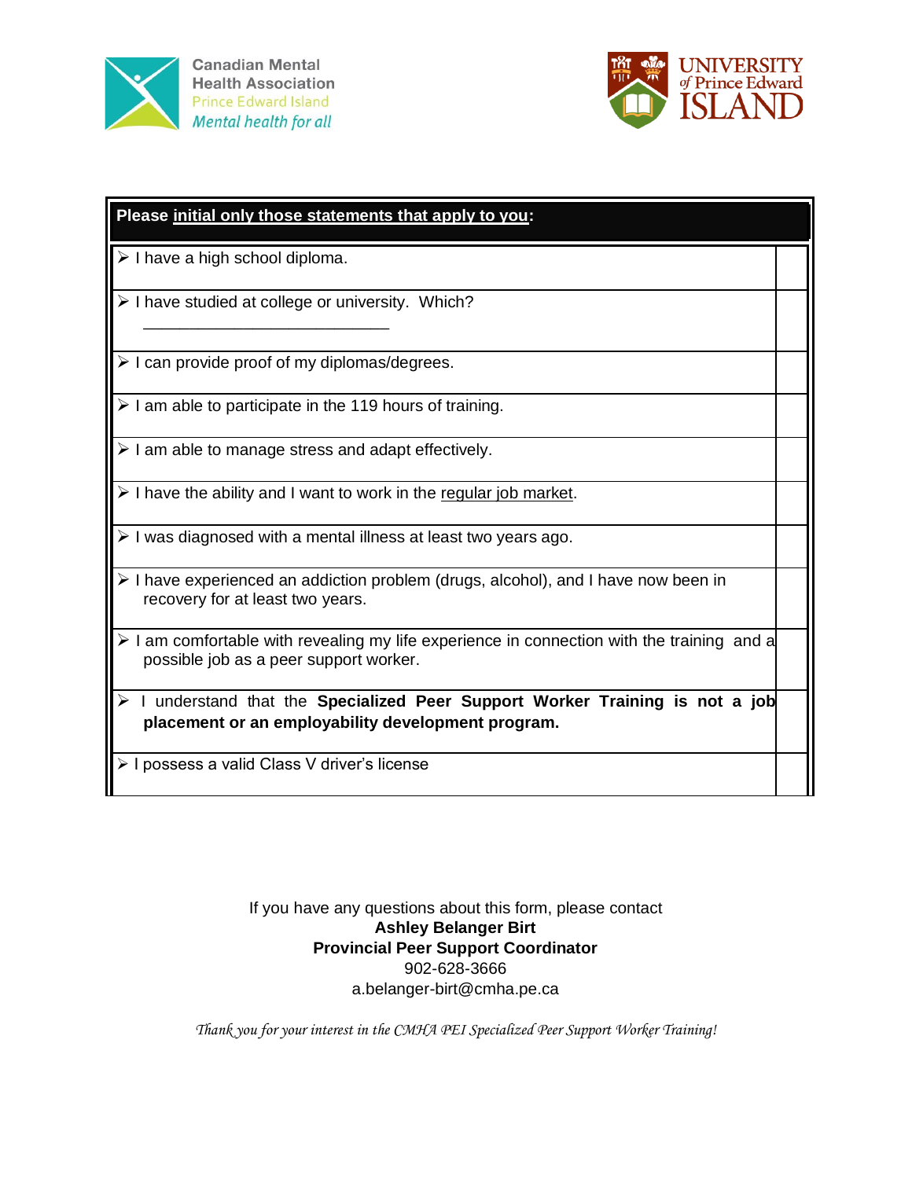Canadian Mental Health Association
Prince Edward Island
*Mental health for all*

UNIVERSITY of Prince Edward ISLAND

| **Please initial only those statements that apply to you:** | |
|---|---|
| ➢ I have a high school diploma. | |
| ➢ I have studied at college or university. Which? ____________________________ | |
| ➢ I can provide proof of my diplomas/degrees. | |
| ➢ I am able to participate in the 119 hours of training. | |
| ➢ I am able to manage stress and adapt effectively. | |
| ➢ I have the ability and I want to work in the regular job market. | |
| ➢ I was diagnosed with a mental illness at least two years ago. | |
| ➢ I have experienced an addiction problem (drugs, alcohol), and I have now been in recovery for at least two years. | |
| ➢ I am comfortable with revealing my life experience in connection with the training and a possible job as a peer support worker. | |
| ➢ I understand that the **Specialized Peer Support Worker Training is not a job placement or an employability development program.** | |
| ➢ I possess a valid Class V driver's license | |

If you have any questions about this form, please contact
**Ashley Belanger Birt**
**Provincial Peer Support Coordinator**
902-628-3666
a.belanger-birt@cmha.pe.ca

*Thank you for your interest in the CMHA PEI Specialized Peer Support Worker Training!*